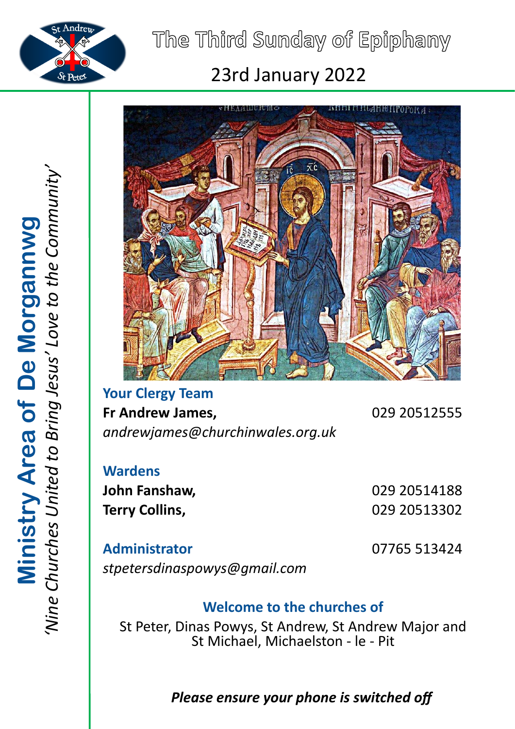# The Third Sunday of Epiphany

## 23rd January 2022

**Ministry Area of De Morgannwg**

*'Nine Churches United to Bring Jesus' Love to the Community'*

### Your Clergy Team

**Fr Andrew James,** 029 20512555
*andrewjames@churchinwales.org.uk*

### Wardens

**John Fanshaw,** 029 20514188
**Terry Collins,** 029 20513302

### Administrator

07765 513424
*stpetersdinaspowys@gmail.com*

### Welcome to the churches of

St Peter, Dinas Powys, St Andrew, St Andrew Major and St Michael, Michaelston - le - Pit

***Please ensure your phone is switched off***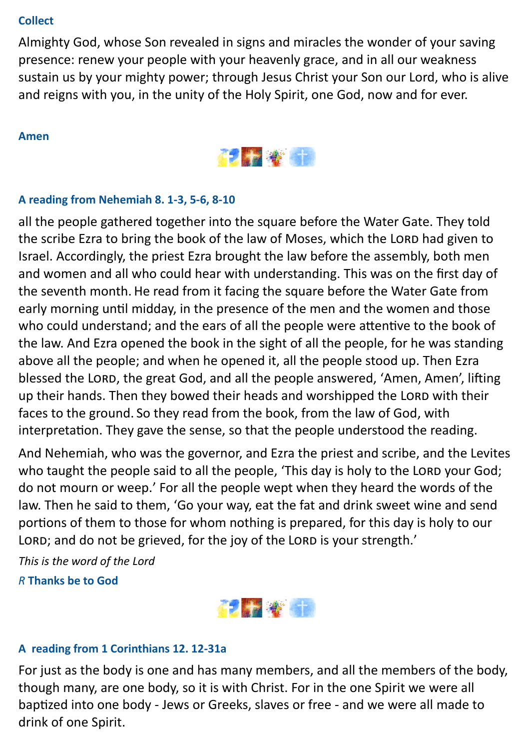**Collect**

Almighty God, whose Son revealed in signs and miracles the wonder of your saving presence: renew your people with your heavenly grace, and in all our weakness sustain us by your mighty power; through Jesus Christ your Son our Lord, who is alive and reigns with you, in the unity of the Holy Spirit, one God, now and for ever.

**Amen**

**A reading from Nehemiah 8. 1-3, 5-6, 8-10**

all the people gathered together into the square before the Water Gate. They told the scribe Ezra to bring the book of the law of Moses, which the LORD had given to Israel. Accordingly, the priest Ezra brought the law before the assembly, both men and women and all who could hear with understanding. This was on the first day of the seventh month. He read from it facing the square before the Water Gate from early morning until midday, in the presence of the men and the women and those who could understand; and the ears of all the people were attentive to the book of the law. And Ezra opened the book in the sight of all the people, for he was standing above all the people; and when he opened it, all the people stood up. Then Ezra blessed the LORD, the great God, and all the people answered, 'Amen, Amen', lifting up their hands. Then they bowed their heads and worshipped the LORD with their faces to the ground. So they read from the book, from the law of God, with interpretation. They gave the sense, so that the people understood the reading.

And Nehemiah, who was the governor, and Ezra the priest and scribe, and the Levites who taught the people said to all the people, 'This day is holy to the LORD your God; do not mourn or weep.' For all the people wept when they heard the words of the law. Then he said to them, 'Go your way, eat the fat and drink sweet wine and send portions of them to those for whom nothing is prepared, for this day is holy to our LORD; and do not be grieved, for the joy of the LORD is your strength.'

*This is the word of the Lord*

*R* **Thanks be to God**

**A reading from 1 Corinthians 12. 12-31a**

For just as the body is one and has many members, and all the members of the body, though many, are one body, so it is with Christ. For in the one Spirit we were all baptized into one body - Jews or Greeks, slaves or free - and we were all made to drink of one Spirit.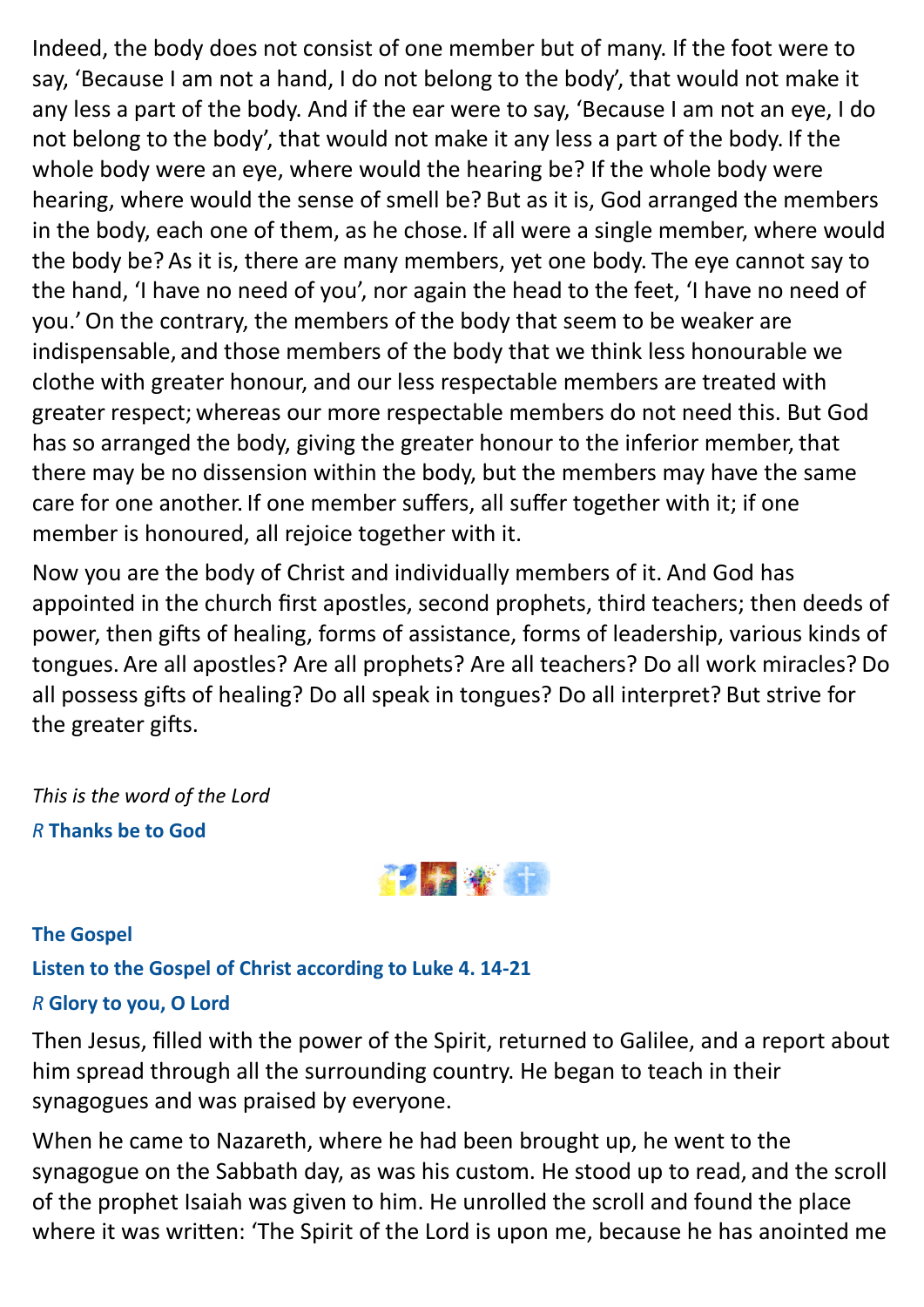Indeed, the body does not consist of one member but of many. If the foot were to say, 'Because I am not a hand, I do not belong to the body', that would not make it any less a part of the body. And if the ear were to say, 'Because I am not an eye, I do not belong to the body', that would not make it any less a part of the body. If the whole body were an eye, where would the hearing be? If the whole body were hearing, where would the sense of smell be? But as it is, God arranged the members in the body, each one of them, as he chose. If all were a single member, where would the body be? As it is, there are many members, yet one body. The eye cannot say to the hand, 'I have no need of you', nor again the head to the feet, 'I have no need of you.' On the contrary, the members of the body that seem to be weaker are indispensable, and those members of the body that we think less honourable we clothe with greater honour, and our less respectable members are treated with greater respect; whereas our more respectable members do not need this. But God has so arranged the body, giving the greater honour to the inferior member, that there may be no dissension within the body, but the members may have the same care for one another. If one member suffers, all suffer together with it; if one member is honoured, all rejoice together with it.

Now you are the body of Christ and individually members of it. And God has appointed in the church first apostles, second prophets, third teachers; then deeds of power, then gifts of healing, forms of assistance, forms of leadership, various kinds of tongues. Are all apostles? Are all prophets? Are all teachers? Do all work miracles? Do all possess gifts of healing? Do all speak in tongues? Do all interpret? But strive for the greater gifts.

*This is the word of the Lord*

*R* **Thanks be to God**

**The Gospel**

**Listen to the Gospel of Christ according to Luke 4. 14-21**

*R* **Glory to you, O Lord**

Then Jesus, filled with the power of the Spirit, returned to Galilee, and a report about him spread through all the surrounding country. He began to teach in their synagogues and was praised by everyone.

When he came to Nazareth, where he had been brought up, he went to the synagogue on the Sabbath day, as was his custom. He stood up to read, and the scroll of the prophet Isaiah was given to him. He unrolled the scroll and found the place where it was written: 'The Spirit of the Lord is upon me, because he has anointed me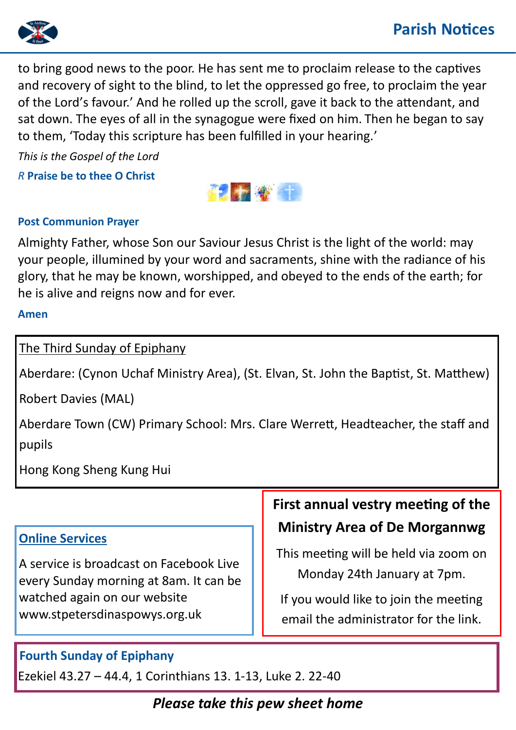to bring good news to the poor. He has sent me to proclaim release to the captives and recovery of sight to the blind, to let the oppressed go free, to proclaim the year of the Lord's favour.' And he rolled up the scroll, gave it back to the attendant, and sat down. The eyes of all in the synagogue were fixed on him. Then he began to say to them, 'Today this scripture has been fulfilled in your hearing.'

*This is the Gospel of the Lord*

*R* **Praise be to thee O Christ**

### Post Communion Prayer

Almighty Father, whose Son our Saviour Jesus Christ is the light of the world: may your people, illumined by your word and sacraments, shine with the radiance of his glory, that he may be known, worshipped, and obeyed to the ends of the earth; for he is alive and reigns now and for ever.

**Amen**

The Third Sunday of Epiphany

Aberdare: (Cynon Uchaf Ministry Area), (St. Elvan, St. John the Baptist, St. Matthew)

Robert Davies (MAL)

Aberdare Town (CW) Primary School: Mrs. Clare Werrett, Headteacher, the staff and pupils

Hong Kong Sheng Kung Hui

### Online Services

A service is broadcast on Facebook Live every Sunday morning at 8am. It can be watched again on our website www.stpetersdinaspowys.org.uk

### First annual vestry meeting of the Ministry Area of De Morgannwg

This meeting will be held via zoom on Monday 24th January at 7pm.

If you would like to join the meeting email the administrator for the link.

### Fourth Sunday of Epiphany

Ezekiel 43.27 – 44.4, 1 Corinthians 13. 1-13, Luke 2. 22-40

***Please take this pew sheet home***